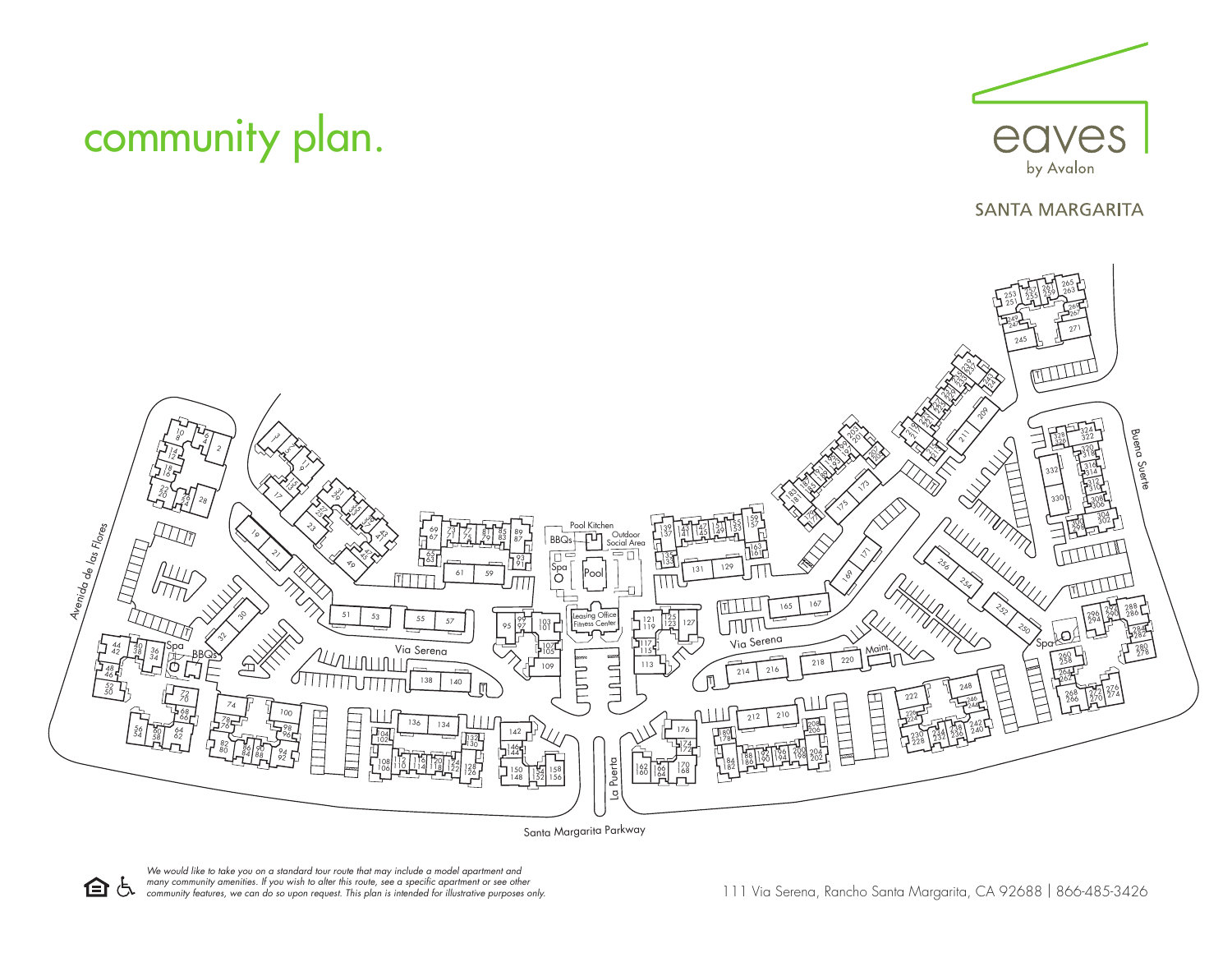# community plan.

eaves
by Avalon

SANTA MARGARITA

Avenida de las Flores

Via Serena

La Puerta

Santa Margarita Parkway

Buena Suerte

Pool Kitchen

BBQs

Outdoor Social Area

Spa

Pool

Leasing Office
Fitness Center

Maint.

*We would like to take you on a standard tour route that may include a model apartment and many community amenities. If you wish to alter this route, see a specific apartment or see other community features, we can do so upon request. This plan is intended for illustrative purposes only.*

111 Via Serena, Rancho Santa Margarita, CA 92688 | 866-485-3426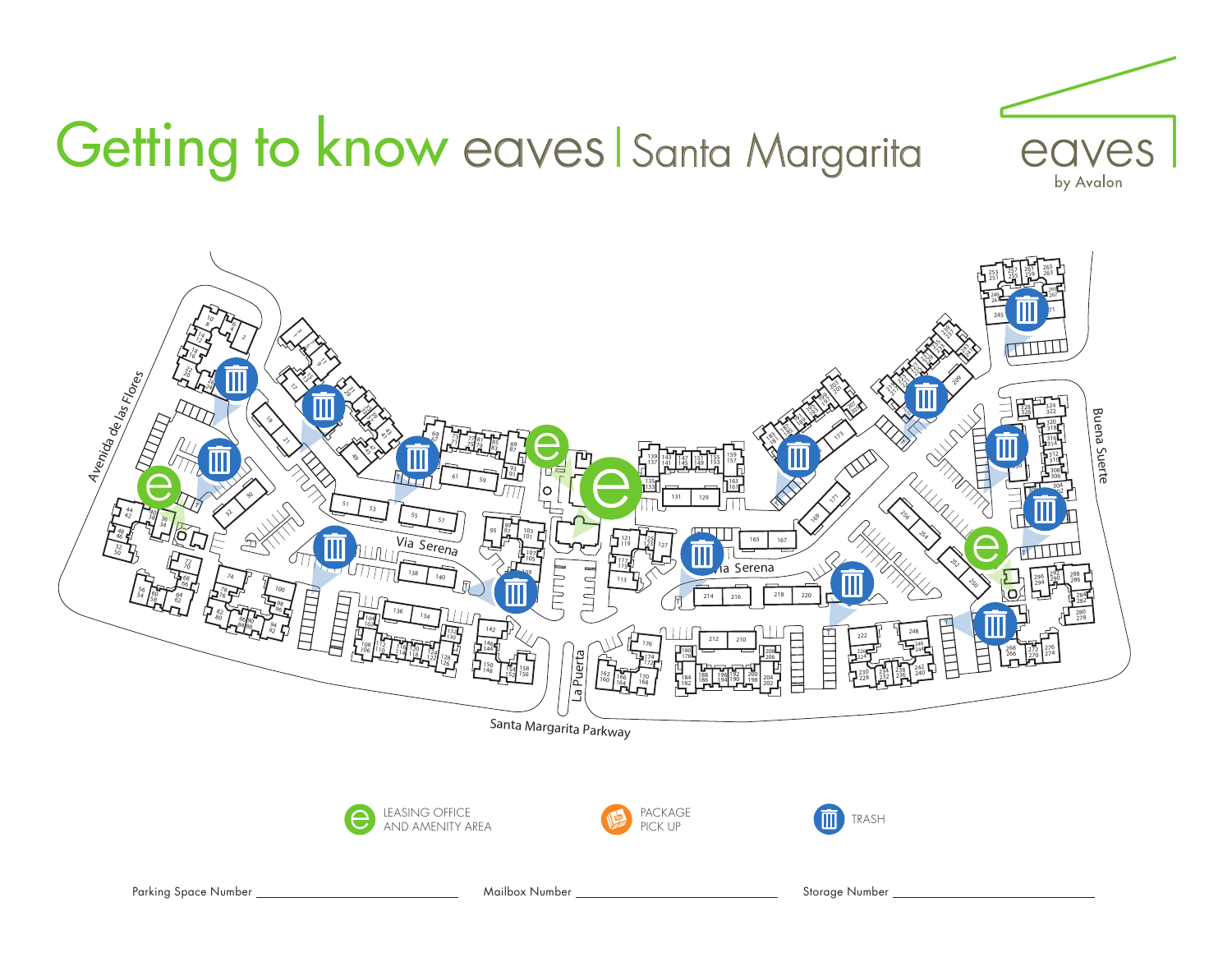# Getting to know eaves | Santa Margarita

eaves by Avalon

Avenida de las Flores

Via Serena

La Puerta

Buena Suerte

Santa Margarita Parkway

LEASING OFFICE AND AMENITY AREA

PACKAGE PICK UP

TRASH

Parking Space Number ______________________

Mailbox Number ______________________

Storage Number ______________________